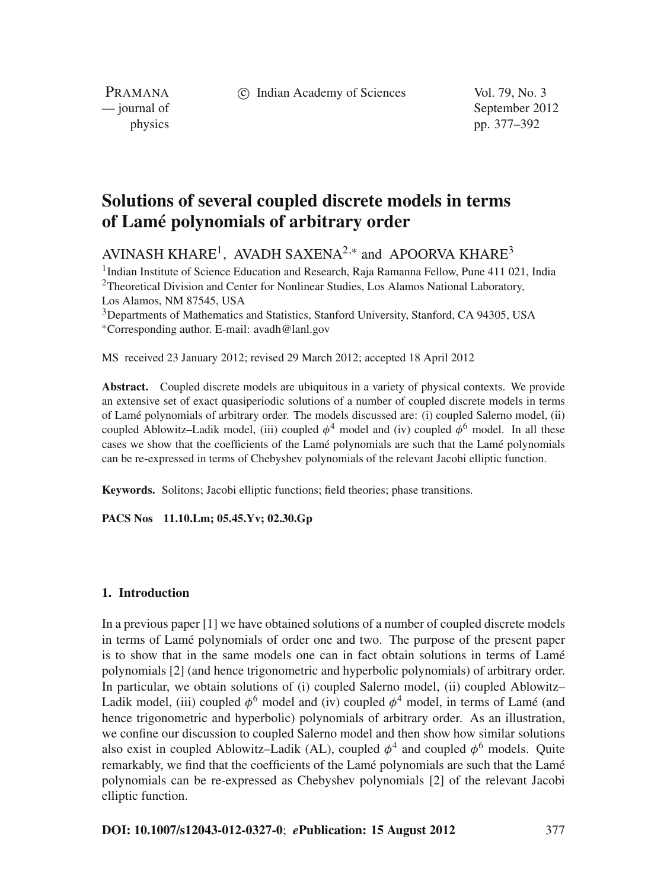# Solutions of several coupled discrete models in terms of Lamé polynomials of arbitrary order

AVINASH KHARE[1], AVADH SAXENA[2,*] and APOORVA KHARE[3]

[1]Indian Institute of Science Education and Research, Raja Ramanna Fellow, Pune 411 021, India
[2]Theoretical Division and Center for Nonlinear Studies, Los Alamos National Laboratory, Los Alamos, NM 87545, USA
[3]Departments of Mathematics and Statistics, Stanford University, Stanford, CA 94305, USA
[*]Corresponding author. E-mail: avadh@lanl.gov

MS received 23 January 2012; revised 29 March 2012; accepted 18 April 2012

**Abstract.** Coupled discrete models are ubiquitous in a variety of physical contexts. We provide an extensive set of exact quasiperiodic solutions of a number of coupled discrete models in terms of Lamé polynomials of arbitrary order. The models discussed are: (i) coupled Salerno model, (ii) coupled Ablowitz–Ladik model, (iii) coupled $\phi^4$ model and (iv) coupled $\phi^6$ model. In all these cases we show that the coefficients of the Lamé polynomials are such that the Lamé polynomials can be re-expressed in terms of Chebyshev polynomials of the relevant Jacobi elliptic function.

**Keywords.** Solitons; Jacobi elliptic functions; field theories; phase transitions.

**PACS Nos** **11.10.Lm; 05.45.Yv; 02.30.Gp**

## 1. Introduction

In a previous paper [1] we have obtained solutions of a number of coupled discrete models in terms of Lamé polynomials of order one and two. The purpose of the present paper is to show that in the same models one can in fact obtain solutions in terms of Lamé polynomials [2] (and hence trigonometric and hyperbolic polynomials) of arbitrary order. In particular, we obtain solutions of (i) coupled Salerno model, (ii) coupled Ablowitz–Ladik model, (iii) coupled $\phi^6$ model and (iv) coupled $\phi^4$ model, in terms of Lamé (and hence trigonometric and hyperbolic) polynomials of arbitrary order. As an illustration, we confine our discussion to coupled Salerno model and then show how similar solutions also exist in coupled Ablowitz–Ladik (AL), coupled $\phi^4$ and coupled $\phi^6$ models. Quite remarkably, we find that the coefficients of the Lamé polynomials are such that the Lamé polynomials can be re-expressed as Chebyshev polynomials [2] of the relevant Jacobi elliptic function.

**DOI: 10.1007/s12043-012-0327-0**; ***e*****Publication: 15 August 2012**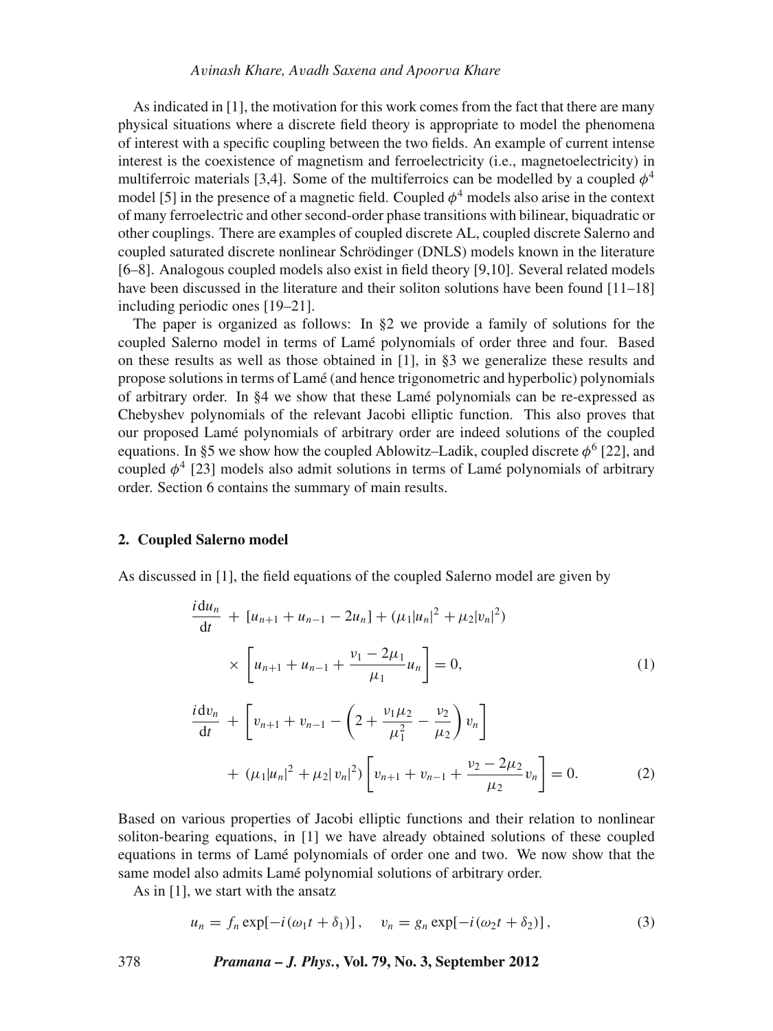As indicated in [1], the motivation for this work comes from the fact that there are many physical situations where a discrete field theory is appropriate to model the phenomena of interest with a specific coupling between the two fields. An example of current intense interest is the coexistence of magnetism and ferroelectricity (i.e., magnetoelectricity) in multiferroic materials [3,4]. Some of the multiferroics can be modelled by a coupled $\phi^4$ model [5] in the presence of a magnetic field. Coupled $\phi^4$ models also arise in the context of many ferroelectric and other second-order phase transitions with bilinear, biquadratic or other couplings. There are examples of coupled discrete AL, coupled discrete Salerno and coupled saturated discrete nonlinear Schrödinger (DNLS) models known in the literature [6–8]. Analogous coupled models also exist in field theory [9,10]. Several related models have been discussed in the literature and their soliton solutions have been found [11–18] including periodic ones [19–21].

The paper is organized as follows: In §2 we provide a family of solutions for the coupled Salerno model in terms of Lamé polynomials of order three and four. Based on these results as well as those obtained in [1], in §3 we generalize these results and propose solutions in terms of Lamé (and hence trigonometric and hyperbolic) polynomials of arbitrary order. In §4 we show that these Lamé polynomials can be re-expressed as Chebyshev polynomials of the relevant Jacobi elliptic function. This also proves that our proposed Lamé polynomials of arbitrary order are indeed solutions of the coupled equations. In §5 we show how the coupled Ablowitz–Ladik, coupled discrete $\phi^6$ [22], and coupled $\phi^4$ [23] models also admit solutions in terms of Lamé polynomials of arbitrary order. Section 6 contains the summary of main results.

## 2. Coupled Salerno model

As discussed in [1], the field equations of the coupled Salerno model are given by

$$
\frac{i\,\mathrm{d}u_n}{\mathrm{d}t} + [u_{n+1} + u_{n-1} - 2u_n] + (\mu_1|u_n|^2 + \mu_2|v_n|^2) \times \left[u_{n+1} + u_{n-1} + \frac{\nu_1 - 2\mu_1}{\mu_1}u_n\right] = 0, \tag{1}
$$

$$
\frac{i\,\mathrm{d}v_n}{\mathrm{d}t} + \left[v_{n+1} + v_{n-1} - \left(2 + \frac{\nu_1\mu_2}{\mu_1^2} - \frac{\nu_2}{\mu_2}\right)v_n\right] + (\mu_1|u_n|^2 + \mu_2|v_n|^2)\left[v_{n+1} + v_{n-1} + \frac{\nu_2 - 2\mu_2}{\mu_2}v_n\right] = 0. \tag{2}
$$

Based on various properties of Jacobi elliptic functions and their relation to nonlinear soliton-bearing equations, in [1] we have already obtained solutions of these coupled equations in terms of Lamé polynomials of order one and two. We now show that the same model also admits Lamé polynomial solutions of arbitrary order.

As in [1], we start with the ansatz

$$
u_n = f_n \exp[-i(\omega_1 t + \delta_1)], \quad v_n = g_n \exp[-i(\omega_2 t + \delta_2)], \tag{3}
$$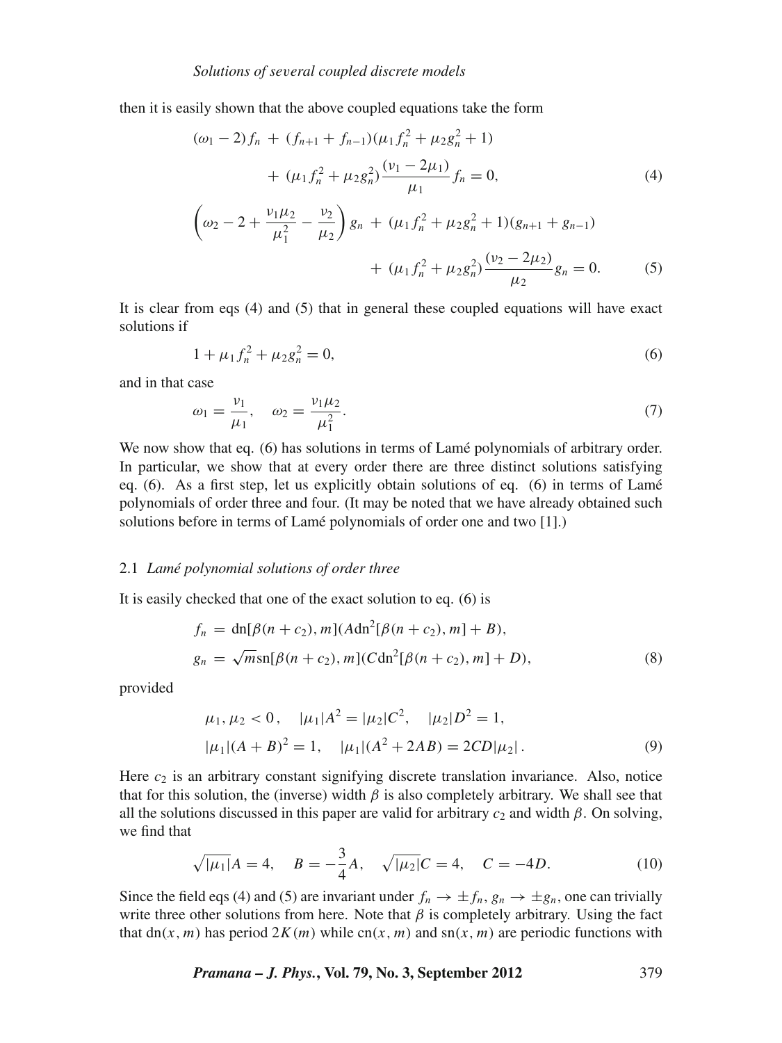then it is easily shown that the above coupled equations take the form

$$
\begin{aligned}
(\omega_1 - 2) f_n &+ (f_{n+1} + f_{n-1})(\mu_1 f_n^2 + \mu_2 g_n^2 + 1) \\
&+ (\mu_1 f_n^2 + \mu_2 g_n^2) \frac{(\nu_1 - 2\mu_1)}{\mu_1} f_n = 0,
\end{aligned} \tag{4}
$$

$$
\begin{aligned}
\left(\omega_2 - 2 + \frac{\nu_1 \mu_2}{\mu_1^2} - \frac{\nu_2}{\mu_2}\right) g_n &+ (\mu_1 f_n^2 + \mu_2 g_n^2 + 1)(g_{n+1} + g_{n-1}) \\
&+ (\mu_1 f_n^2 + \mu_2 g_n^2) \frac{(\nu_2 - 2\mu_2)}{\mu_2} g_n = 0.
\end{aligned} \tag{5}
$$

It is clear from eqs (4) and (5) that in general these coupled equations will have exact solutions if

$$
1 + \mu_1 f_n^2 + \mu_2 g_n^2 = 0, \tag{6}
$$

and in that case

$$
\omega_1 = \frac{\nu_1}{\mu_1}, \quad \omega_2 = \frac{\nu_1 \mu_2}{\mu_1^2}. \tag{7}
$$

We now show that eq. (6) has solutions in terms of Lamé polynomials of arbitrary order. In particular, we show that at every order there are three distinct solutions satisfying eq. (6). As a first step, let us explicitly obtain solutions of eq. (6) in terms of Lamé polynomials of order three and four. (It may be noted that we have already obtained such solutions before in terms of Lamé polynomials of order one and two [1].)

### 2.1 *Lamé polynomial solutions of order three*

It is easily checked that one of the exact solution to eq. (6) is

$$
\begin{aligned}
f_n &= \mathrm{dn}[\beta(n + c_2), m](A\mathrm{dn}^2[\beta(n + c_2), m] + B), \\
g_n &= \sqrt{m}\,\mathrm{sn}[\beta(n + c_2), m](C\mathrm{dn}^2[\beta(n + c_2), m] + D),
\end{aligned} \tag{8}
$$

provided

$$
\begin{aligned}
&\mu_1, \mu_2 < 0\,, \quad |\mu_1| A^2 = |\mu_2| C^2, \quad |\mu_2| D^2 = 1, \\
&|\mu_1|(A + B)^2 = 1, \quad |\mu_1|(A^2 + 2AB) = 2CD|\mu_2|\,.
\end{aligned} \tag{9}
$$

Here $c_2$ is an arbitrary constant signifying discrete translation invariance. Also, notice that for this solution, the (inverse) width $\beta$ is also completely arbitrary. We shall see that all the solutions discussed in this paper are valid for arbitrary $c_2$ and width $\beta$. On solving, we find that

$$
\sqrt{|\mu_1|} A = 4, \quad B = -\frac{3}{4} A, \quad \sqrt{|\mu_2|} C = 4, \quad C = -4D. \tag{10}
$$

Since the field eqs (4) and (5) are invariant under $f_n \to \pm f_n$, $g_n \to \pm g_n$, one can trivially write three other solutions from here. Note that $\beta$ is completely arbitrary. Using the fact that $\mathrm{dn}(x, m)$ has period $2K(m)$ while $\mathrm{cn}(x, m)$ and $\mathrm{sn}(x, m)$ are periodic functions with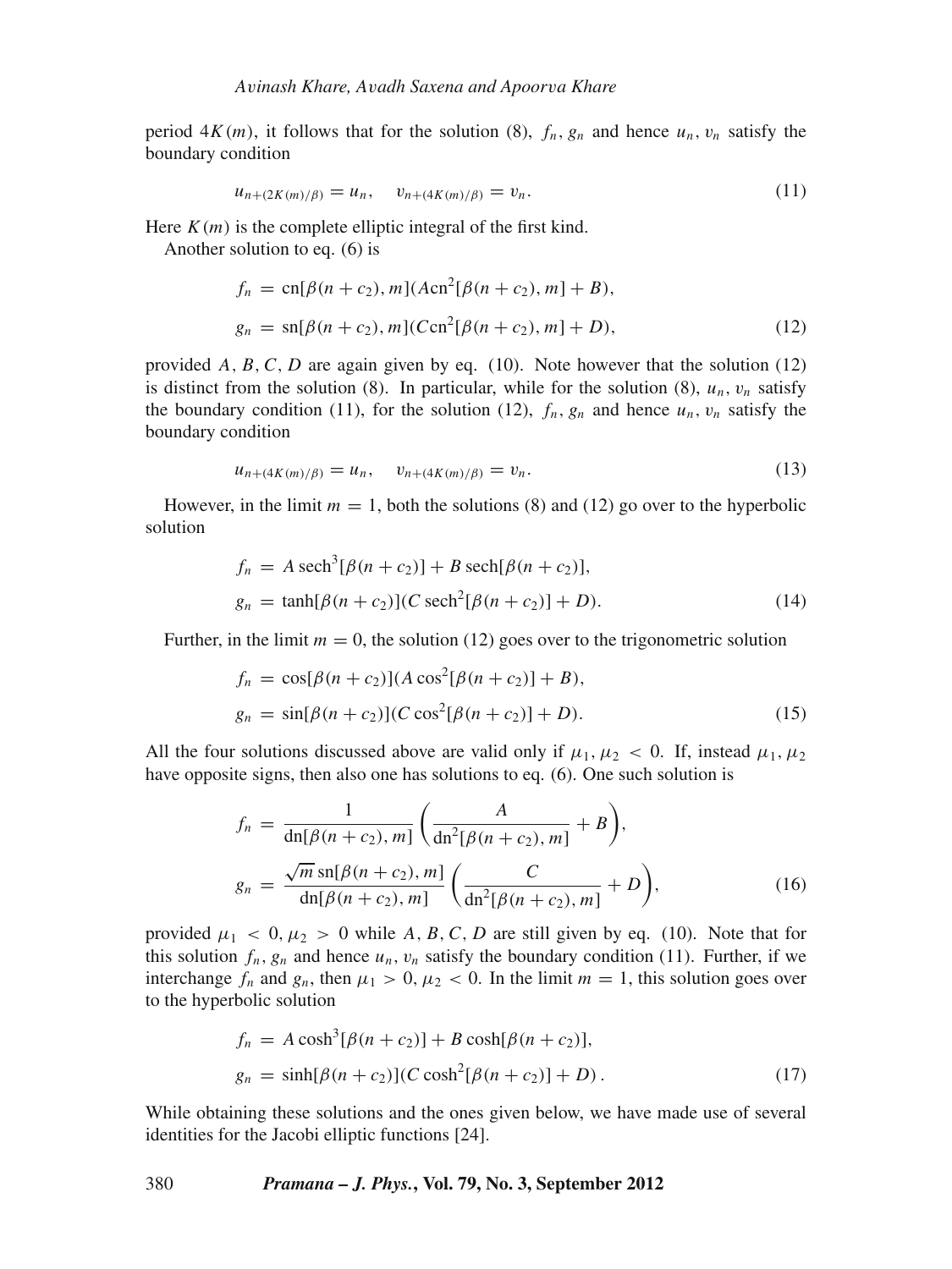period $4K(m)$, it follows that for the solution (8), $f_n$, $g_n$ and hence $u_n$, $v_n$ satisfy the boundary condition

$$u_{n+(2K(m)/\beta)} = u_n, \quad v_{n+(4K(m)/\beta)} = v_n. \tag{11}$$

Here $K(m)$ is the complete elliptic integral of the first kind.

Another solution to eq. (6) is

$$\begin{aligned} f_n &= \mathrm{cn}[\beta(n+c_2), m](A\mathrm{cn}^2[\beta(n+c_2), m] + B), \\ g_n &= \mathrm{sn}[\beta(n+c_2), m](C\mathrm{cn}^2[\beta(n+c_2), m] + D), \end{aligned} \tag{12}$$

provided $A, B, C, D$ are again given by eq. (10). Note however that the solution (12) is distinct from the solution (8). In particular, while for the solution (8), $u_n$, $v_n$ satisfy the boundary condition (11), for the solution (12), $f_n$, $g_n$ and hence $u_n$, $v_n$ satisfy the boundary condition

$$u_{n+(4K(m)/\beta)} = u_n, \quad v_{n+(4K(m)/\beta)} = v_n. \tag{13}$$

However, in the limit $m = 1$, both the solutions (8) and (12) go over to the hyperbolic solution

$$\begin{aligned} f_n &= A\,\mathrm{sech}^3[\beta(n+c_2)] + B\,\mathrm{sech}[\beta(n+c_2)], \\ g_n &= \tanh[\beta(n+c_2)](C\,\mathrm{sech}^2[\beta(n+c_2)] + D). \end{aligned} \tag{14}$$

Further, in the limit $m = 0$, the solution (12) goes over to the trigonometric solution

$$\begin{aligned} f_n &= \cos[\beta(n+c_2)](A\cos^2[\beta(n+c_2)] + B), \\ g_n &= \sin[\beta(n+c_2)](C\cos^2[\beta(n+c_2)] + D). \end{aligned} \tag{15}$$

All the four solutions discussed above are valid only if $\mu_1, \mu_2 < 0$. If, instead $\mu_1, \mu_2$ have opposite signs, then also one has solutions to eq. (6). One such solution is

$$\begin{aligned} f_n &= \frac{1}{\mathrm{dn}[\beta(n+c_2), m]}\left(\frac{A}{\mathrm{dn}^2[\beta(n+c_2), m]} + B\right), \\ g_n &= \frac{\sqrt{m}\,\mathrm{sn}[\beta(n+c_2), m]}{\mathrm{dn}[\beta(n+c_2), m]}\left(\frac{C}{\mathrm{dn}^2[\beta(n+c_2), m]} + D\right), \end{aligned} \tag{16}$$

provided $\mu_1 < 0, \mu_2 > 0$ while $A, B, C, D$ are still given by eq. (10). Note that for this solution $f_n$, $g_n$ and hence $u_n$, $v_n$ satisfy the boundary condition (11). Further, if we interchange $f_n$ and $g_n$, then $\mu_1 > 0, \mu_2 < 0$. In the limit $m = 1$, this solution goes over to the hyperbolic solution

$$\begin{aligned} f_n &= A\cosh^3[\beta(n+c_2)] + B\cosh[\beta(n+c_2)], \\ g_n &= \sinh[\beta(n+c_2)](C\cosh^2[\beta(n+c_2)] + D)\,. \end{aligned} \tag{17}$$

While obtaining these solutions and the ones given below, we have made use of several identities for the Jacobi elliptic functions [24].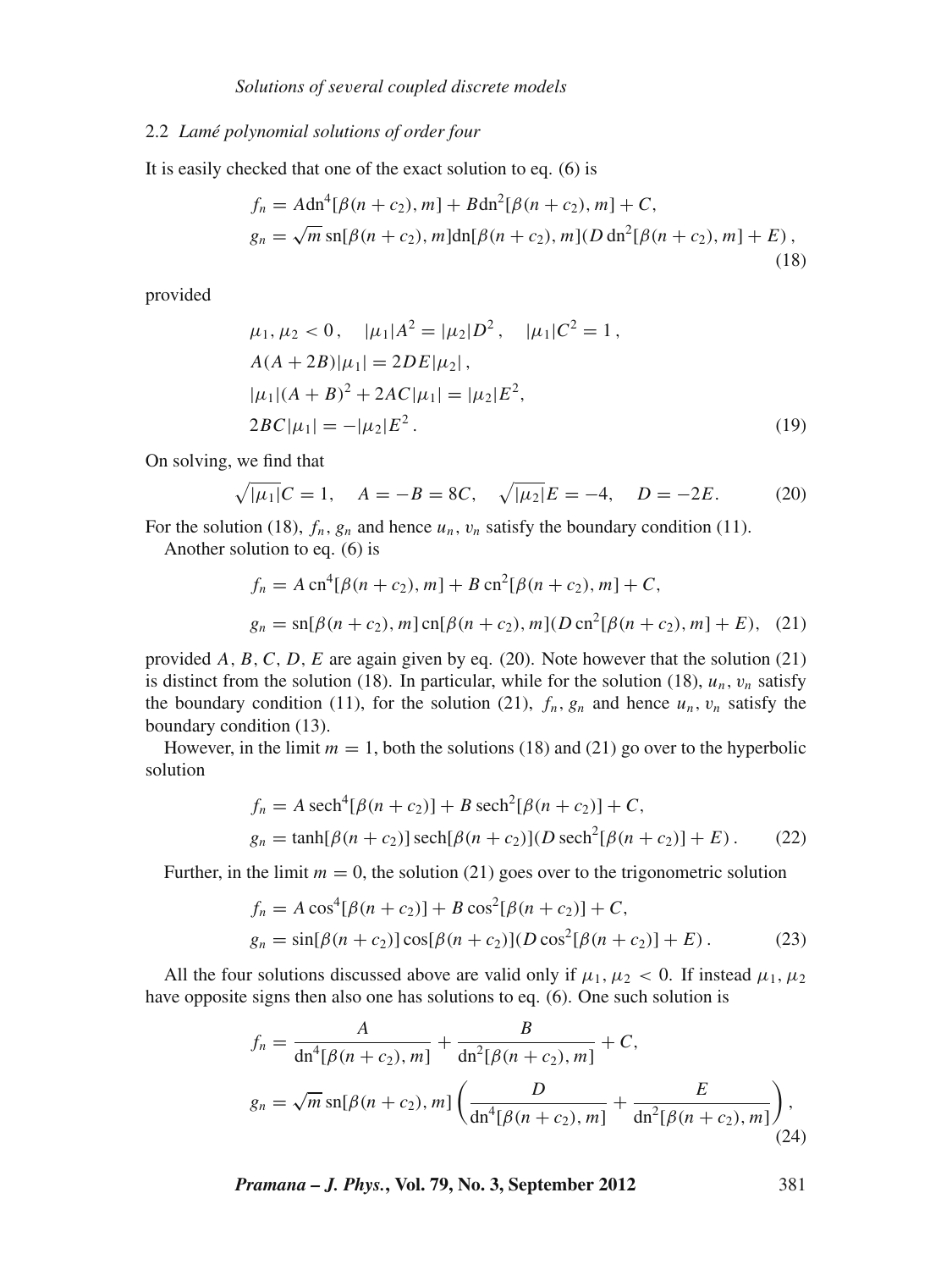### 2.2 *Lamé polynomial solutions of order four*

It is easily checked that one of the exact solution to eq. (6) is

$$f_n = A\mathrm{dn}^4[\beta(n+c_2), m] + B\mathrm{dn}^2[\beta(n+c_2), m] + C,$$
$$g_n = \sqrt{m}\,\mathrm{sn}[\beta(n+c_2), m]\mathrm{dn}[\beta(n+c_2), m](D\,\mathrm{dn}^2[\beta(n+c_2), m] + E)\,, \tag{18}$$

provided

$$\mu_1, \mu_2 < 0\,, \quad |\mu_1|A^2 = |\mu_2|D^2\,, \quad |\mu_1|C^2 = 1\,,$$
$$A(A+2B)|\mu_1| = 2DE|\mu_2|\,,$$
$$|\mu_1|(A+B)^2 + 2AC|\mu_1| = |\mu_2|E^2,$$
$$2BC|\mu_1| = -|\mu_2|E^2\,. \tag{19}$$

On solving, we find that

$$\sqrt{|\mu_1|}C = 1, \quad A = -B = 8C, \quad \sqrt{|\mu_2|}E = -4, \quad D = -2E. \tag{20}$$

For the solution (18), $f_n$, $g_n$ and hence $u_n$, $v_n$ satisfy the boundary condition (11).

Another solution to eq. (6) is

$$f_n = A\,\mathrm{cn}^4[\beta(n+c_2), m] + B\,\mathrm{cn}^2[\beta(n+c_2), m] + C,$$
$$g_n = \mathrm{sn}[\beta(n+c_2), m]\,\mathrm{cn}[\beta(n+c_2), m](D\,\mathrm{cn}^2[\beta(n+c_2), m] + E), \tag{21}$$

provided $A$, $B$, $C$, $D$, $E$ are again given by eq. (20). Note however that the solution (21) is distinct from the solution (18). In particular, while for the solution (18), $u_n$, $v_n$ satisfy the boundary condition (11), for the solution (21), $f_n$, $g_n$ and hence $u_n$, $v_n$ satisfy the boundary condition (13).

However, in the limit $m = 1$, both the solutions (18) and (21) go over to the hyperbolic solution

$$f_n = A\,\mathrm{sech}^4[\beta(n+c_2)] + B\,\mathrm{sech}^2[\beta(n+c_2)] + C,$$
$$g_n = \tanh[\beta(n+c_2)]\,\mathrm{sech}[\beta(n+c_2)](D\,\mathrm{sech}^2[\beta(n+c_2)] + E)\,. \tag{22}$$

Further, in the limit $m = 0$, the solution (21) goes over to the trigonometric solution

$$f_n = A\cos^4[\beta(n+c_2)] + B\cos^2[\beta(n+c_2)] + C,$$
$$g_n = \sin[\beta(n+c_2)]\cos[\beta(n+c_2)](D\cos^2[\beta(n+c_2)] + E)\,. \tag{23}$$

All the four solutions discussed above are valid only if $\mu_1, \mu_2 < 0$. If instead $\mu_1, \mu_2$ have opposite signs then also one has solutions to eq. (6). One such solution is

$$f_n = \frac{A}{\mathrm{dn}^4[\beta(n+c_2), m]} + \frac{B}{\mathrm{dn}^2[\beta(n+c_2), m]} + C,$$
$$g_n = \sqrt{m}\,\mathrm{sn}[\beta(n+c_2), m]\left(\frac{D}{\mathrm{dn}^4[\beta(n+c_2), m]} + \frac{E}{\mathrm{dn}^2[\beta(n+c_2), m]}\right), \tag{24}$$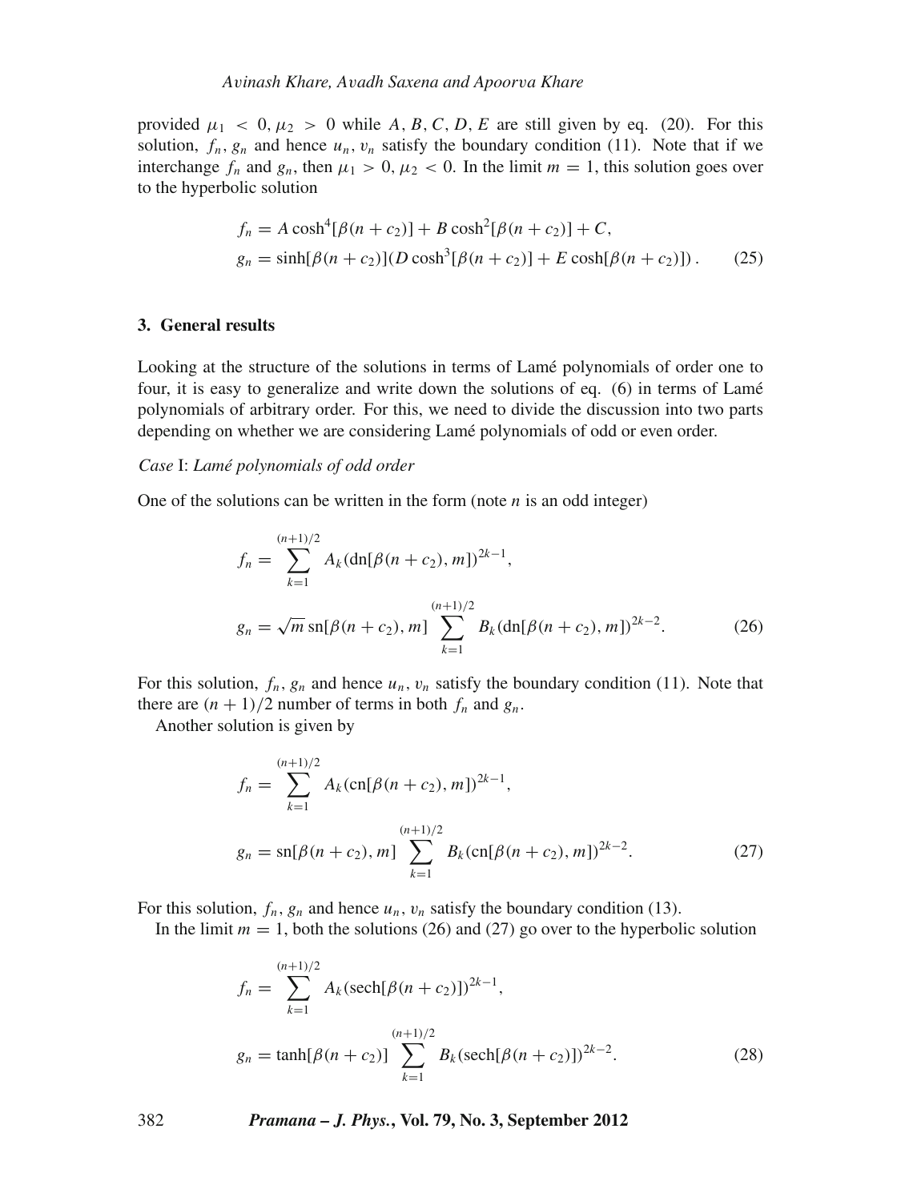provided $\mu_1 < 0, \mu_2 > 0$ while $A, B, C, D, E$ are still given by eq. (20). For this solution, $f_n$, $g_n$ and hence $u_n$, $v_n$ satisfy the boundary condition (11). Note that if we interchange $f_n$ and $g_n$, then $\mu_1 > 0, \mu_2 < 0$. In the limit $m = 1$, this solution goes over to the hyperbolic solution

$$
\begin{aligned}
f_n &= A\cosh^4[\beta(n + c_2)] + B\cosh^2[\beta(n + c_2)] + C, \\
g_n &= \sinh[\beta(n + c_2)](D\cosh^3[\beta(n + c_2)] + E\cosh[\beta(n + c_2)])\,. \qquad (25)
\end{aligned}
$$

### 3. General results

Looking at the structure of the solutions in terms of Lamé polynomials of order one to four, it is easy to generalize and write down the solutions of eq. (6) in terms of Lamé polynomials of arbitrary order. For this, we need to divide the discussion into two parts depending on whether we are considering Lamé polynomials of odd or even order.

*Case* I: *Lamé polynomials of odd order*

One of the solutions can be written in the form (note $n$ is an odd integer)

$$
\begin{aligned}
f_n &= \sum_{k=1}^{(n+1)/2} A_k(\mathrm{dn}[\beta(n + c_2), m])^{2k-1}, \\
g_n &= \sqrt{m}\,\mathrm{sn}[\beta(n + c_2), m] \sum_{k=1}^{(n+1)/2} B_k(\mathrm{dn}[\beta(n + c_2), m])^{2k-2}. \qquad (26)
\end{aligned}
$$

For this solution, $f_n$, $g_n$ and hence $u_n$, $v_n$ satisfy the boundary condition (11). Note that there are $(n + 1)/2$ number of terms in both $f_n$ and $g_n$.

Another solution is given by

$$
\begin{aligned}
f_n &= \sum_{k=1}^{(n+1)/2} A_k(\mathrm{cn}[\beta(n + c_2), m])^{2k-1}, \\
g_n &= \mathrm{sn}[\beta(n + c_2), m] \sum_{k=1}^{(n+1)/2} B_k(\mathrm{cn}[\beta(n + c_2), m])^{2k-2}. \qquad (27)
\end{aligned}
$$

For this solution, $f_n$, $g_n$ and hence $u_n$, $v_n$ satisfy the boundary condition (13).

In the limit $m = 1$, both the solutions (26) and (27) go over to the hyperbolic solution

$$
\begin{aligned}
f_n &= \sum_{k=1}^{(n+1)/2} A_k(\mathrm{sech}[\beta(n + c_2)])^{2k-1}, \\
g_n &= \tanh[\beta(n + c_2)] \sum_{k=1}^{(n+1)/2} B_k(\mathrm{sech}[\beta(n + c_2)])^{2k-2}. \qquad (28)
\end{aligned}
$$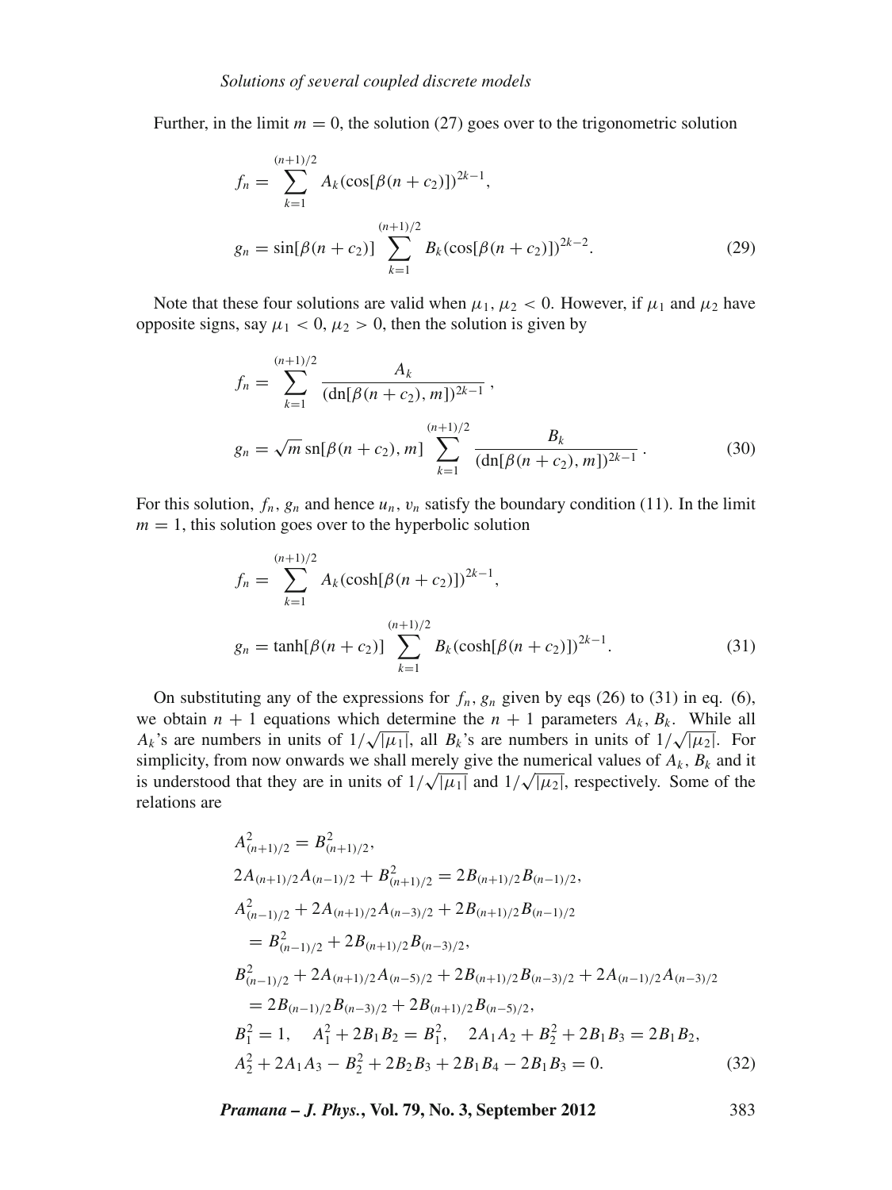Further, in the limit $m = 0$, the solution (27) goes over to the trigonometric solution

$$f_n = \sum_{k=1}^{(n+1)/2} A_k (\cos[\beta(n+c_2)])^{2k-1},$$

$$g_n = \sin[\beta(n+c_2)] \sum_{k=1}^{(n+1)/2} B_k (\cos[\beta(n+c_2)])^{2k-2}. \tag{29}$$

Note that these four solutions are valid when $\mu_1, \mu_2 < 0$. However, if $\mu_1$ and $\mu_2$ have opposite signs, say $\mu_1 < 0, \mu_2 > 0$, then the solution is given by

$$f_n = \sum_{k=1}^{(n+1)/2} \frac{A_k}{(\mathrm{dn}[\beta(n+c_2), m])^{2k-1}},$$

$$g_n = \sqrt{m}\,\mathrm{sn}[\beta(n+c_2), m] \sum_{k=1}^{(n+1)/2} \frac{B_k}{(\mathrm{dn}[\beta(n+c_2), m])^{2k-1}}. \tag{30}$$

For this solution, $f_n$, $g_n$ and hence $u_n$, $v_n$ satisfy the boundary condition (11). In the limit $m = 1$, this solution goes over to the hyperbolic solution

$$f_n = \sum_{k=1}^{(n+1)/2} A_k (\cosh[\beta(n+c_2)])^{2k-1},$$

$$g_n = \tanh[\beta(n+c_2)] \sum_{k=1}^{(n+1)/2} B_k (\cosh[\beta(n+c_2)])^{2k-1}. \tag{31}$$

On substituting any of the expressions for $f_n$, $g_n$ given by eqs (26) to (31) in eq. (6), we obtain $n+1$ equations which determine the $n+1$ parameters $A_k$, $B_k$. While all $A_k$'s are numbers in units of $1/\sqrt{|\mu_1|}$, all $B_k$'s are numbers in units of $1/\sqrt{|\mu_2|}$. For simplicity, from now onwards we shall merely give the numerical values of $A_k$, $B_k$ and it is understood that they are in units of $1/\sqrt{|\mu_1|}$ and $1/\sqrt{|\mu_2|}$, respectively. Some of the relations are

$$\begin{aligned}
&A_{(n+1)/2}^2 = B_{(n+1)/2}^2,\\
&2A_{(n+1)/2}A_{(n-1)/2} + B_{(n+1)/2}^2 = 2B_{(n+1)/2}B_{(n-1)/2},\\
&A_{(n-1)/2}^2 + 2A_{(n+1)/2}A_{(n-3)/2} + 2B_{(n+1)/2}B_{(n-1)/2}\\
&\quad = B_{(n-1)/2}^2 + 2B_{(n+1)/2}B_{(n-3)/2},\\
&B_{(n-1)/2}^2 + 2A_{(n+1)/2}A_{(n-5)/2} + 2B_{(n+1)/2}B_{(n-3)/2} + 2A_{(n-1)/2}A_{(n-3)/2}\\
&\quad = 2B_{(n-1)/2}B_{(n-3)/2} + 2B_{(n+1)/2}B_{(n-5)/2},\\
&B_1^2 = 1, \quad A_1^2 + 2B_1B_2 = B_1^2, \quad 2A_1A_2 + B_2^2 + 2B_1B_3 = 2B_1B_2,\\
&A_2^2 + 2A_1A_3 - B_2^2 + 2B_2B_3 + 2B_1B_4 - 2B_1B_3 = 0.
\end{aligned} \tag{32}$$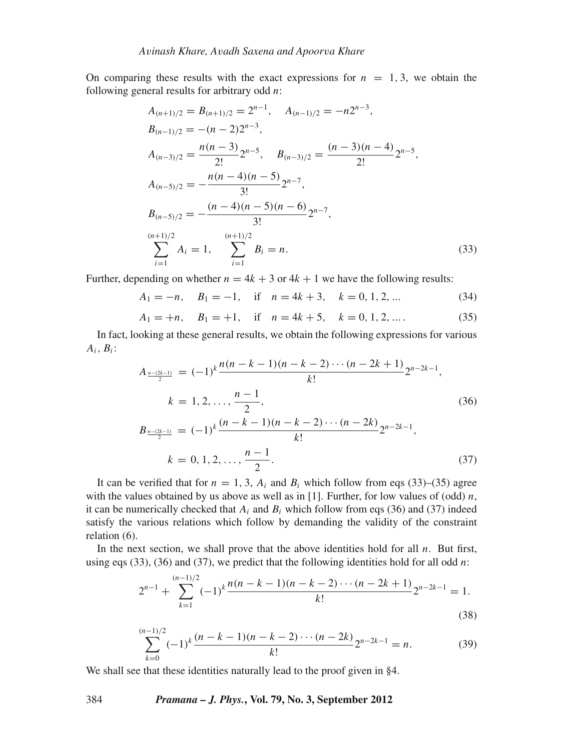On comparing these results with the exact expressions for $n = 1, 3$, we obtain the following general results for arbitrary odd $n$:

$$
\begin{aligned}
&A_{(n+1)/2} = B_{(n+1)/2} = 2^{n-1}, \quad A_{(n-1)/2} = -n2^{n-3}, \\
&B_{(n-1)/2} = -(n-2)2^{n-3}, \\
&A_{(n-3)/2} = \frac{n(n-3)}{2!}2^{n-5}, \quad B_{(n-3)/2} = \frac{(n-3)(n-4)}{2!}2^{n-5}, \\
&A_{(n-5)/2} = -\frac{n(n-4)(n-5)}{3!}2^{n-7}, \\
&B_{(n-5)/2} = -\frac{(n-4)(n-5)(n-6)}{3!}2^{n-7}, \\
&\sum_{i=1}^{(n+1)/2} A_i = 1, \quad \sum_{i=1}^{(n+1)/2} B_i = n.
\end{aligned} \tag{33}
$$

Further, depending on whether $n = 4k + 3$ or $4k + 1$ we have the following results:

$$A_1 = -n, \quad B_1 = -1, \quad \text{if} \quad n = 4k + 3, \quad k = 0, 1, 2, ... \tag{34}$$

$$A_1 = +n, \quad B_1 = +1, \quad \text{if} \quad n = 4k + 5, \quad k = 0, 1, 2, ... . \tag{35}$$

In fact, looking at these general results, we obtain the following expressions for various $A_i$, $B_i$:

$$
\begin{aligned}
A_{\frac{n-(2k-1)}{2}} &= (-1)^k \frac{n(n-k-1)(n-k-2)\cdots(n-2k+1)}{k!}2^{n-2k-1}, \\
k &= 1, 2, \ldots, \frac{n-1}{2},
\end{aligned} \tag{36}
$$

$$
\begin{aligned}
B_{\frac{n-(2k-1)}{2}} &= (-1)^k \frac{(n-k-1)(n-k-2)\cdots(n-2k)}{k!}2^{n-2k-1}, \\
k &= 0, 1, 2, \ldots, \frac{n-1}{2}.
\end{aligned} \tag{37}
$$

It can be verified that for $n = 1, 3$, $A_i$ and $B_i$ which follow from eqs (33)–(35) agree with the values obtained by us above as well as in [1]. Further, for low values of (odd) $n$, it can be numerically checked that $A_i$ and $B_i$ which follow from eqs (36) and (37) indeed satisfy the various relations which follow by demanding the validity of the constraint relation (6).

In the next section, we shall prove that the above identities hold for all $n$. But first, using eqs (33), (36) and (37), we predict that the following identities hold for all odd $n$:

$$2^{n-1} + \sum_{k=1}^{(n-1)/2} (-1)^k \frac{n(n-k-1)(n-k-2)\cdots(n-2k+1)}{k!}2^{n-2k-1} = 1. \tag{38}$$

$$\sum_{k=0}^{(n-1)/2} (-1)^k \frac{(n-k-1)(n-k-2)\cdots(n-2k)}{k!}2^{n-2k-1} = n. \tag{39}$$

We shall see that these identities naturally lead to the proof given in §4.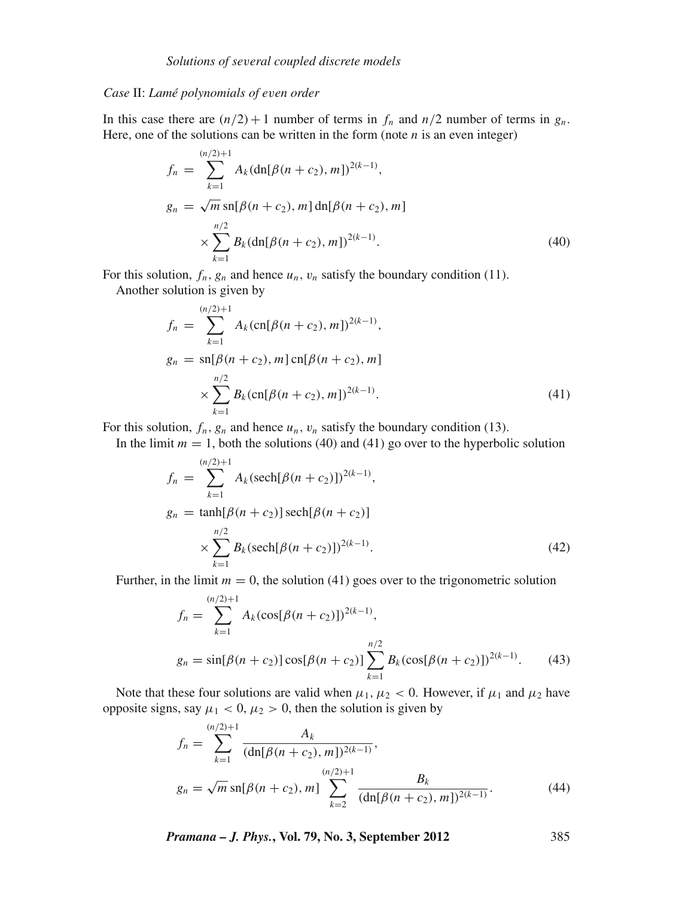*Case* II: *Lamé polynomials of even order*

In this case there are $(n/2)+1$ number of terms in $f_n$ and $n/2$ number of terms in $g_n$. Here, one of the solutions can be written in the form (note $n$ is an even integer)

$$
\begin{aligned}
f_n &= \sum_{k=1}^{(n/2)+1} A_k (\mathrm{dn}[\beta(n+c_2), m])^{2(k-1)}, \\
g_n &= \sqrt{m}\, \mathrm{sn}[\beta(n+c_2), m]\, \mathrm{dn}[\beta(n+c_2), m] \\
&\quad \times \sum_{k=1}^{n/2} B_k (\mathrm{dn}[\beta(n+c_2), m])^{2(k-1)}.
\end{aligned} \tag{40}
$$

For this solution, $f_n$, $g_n$ and hence $u_n$, $v_n$ satisfy the boundary condition (11).

Another solution is given by

$$
\begin{aligned}
f_n &= \sum_{k=1}^{(n/2)+1} A_k (\mathrm{cn}[\beta(n+c_2), m])^{2(k-1)}, \\
g_n &= \mathrm{sn}[\beta(n+c_2), m]\, \mathrm{cn}[\beta(n+c_2), m] \\
&\quad \times \sum_{k=1}^{n/2} B_k (\mathrm{cn}[\beta(n+c_2), m])^{2(k-1)}.
\end{aligned} \tag{41}
$$

For this solution, $f_n$, $g_n$ and hence $u_n$, $v_n$ satisfy the boundary condition (13).

In the limit $m = 1$, both the solutions (40) and (41) go over to the hyperbolic solution

$$
\begin{aligned}
f_n &= \sum_{k=1}^{(n/2)+1} A_k (\mathrm{sech}[\beta(n+c_2)])^{2(k-1)}, \\
g_n &= \tanh[\beta(n+c_2)]\, \mathrm{sech}[\beta(n+c_2)] \\
&\quad \times \sum_{k=1}^{n/2} B_k (\mathrm{sech}[\beta(n+c_2)])^{2(k-1)}.
\end{aligned} \tag{42}
$$

Further, in the limit $m = 0$, the solution (41) goes over to the trigonometric solution

$$
\begin{aligned}
f_n &= \sum_{k=1}^{(n/2)+1} A_k (\cos[\beta(n+c_2)])^{2(k-1)}, \\
g_n &= \sin[\beta(n+c_2)] \cos[\beta(n+c_2)] \sum_{k=1}^{n/2} B_k (\cos[\beta(n+c_2)])^{2(k-1)}.
\end{aligned} \tag{43}
$$

Note that these four solutions are valid when $\mu_1, \mu_2 < 0$. However, if $\mu_1$ and $\mu_2$ have opposite signs, say $\mu_1 < 0$, $\mu_2 > 0$, then the solution is given by

$$
\begin{aligned}
f_n &= \sum_{k=1}^{(n/2)+1} \frac{A_k}{(\mathrm{dn}[\beta(n+c_2), m])^{2(k-1)}}, \\
g_n &= \sqrt{m}\, \mathrm{sn}[\beta(n+c_2), m] \sum_{k=2}^{(n/2)+1} \frac{B_k}{(\mathrm{dn}[\beta(n+c_2), m])^{2(k-1)}}.
\end{aligned} \tag{44}
$$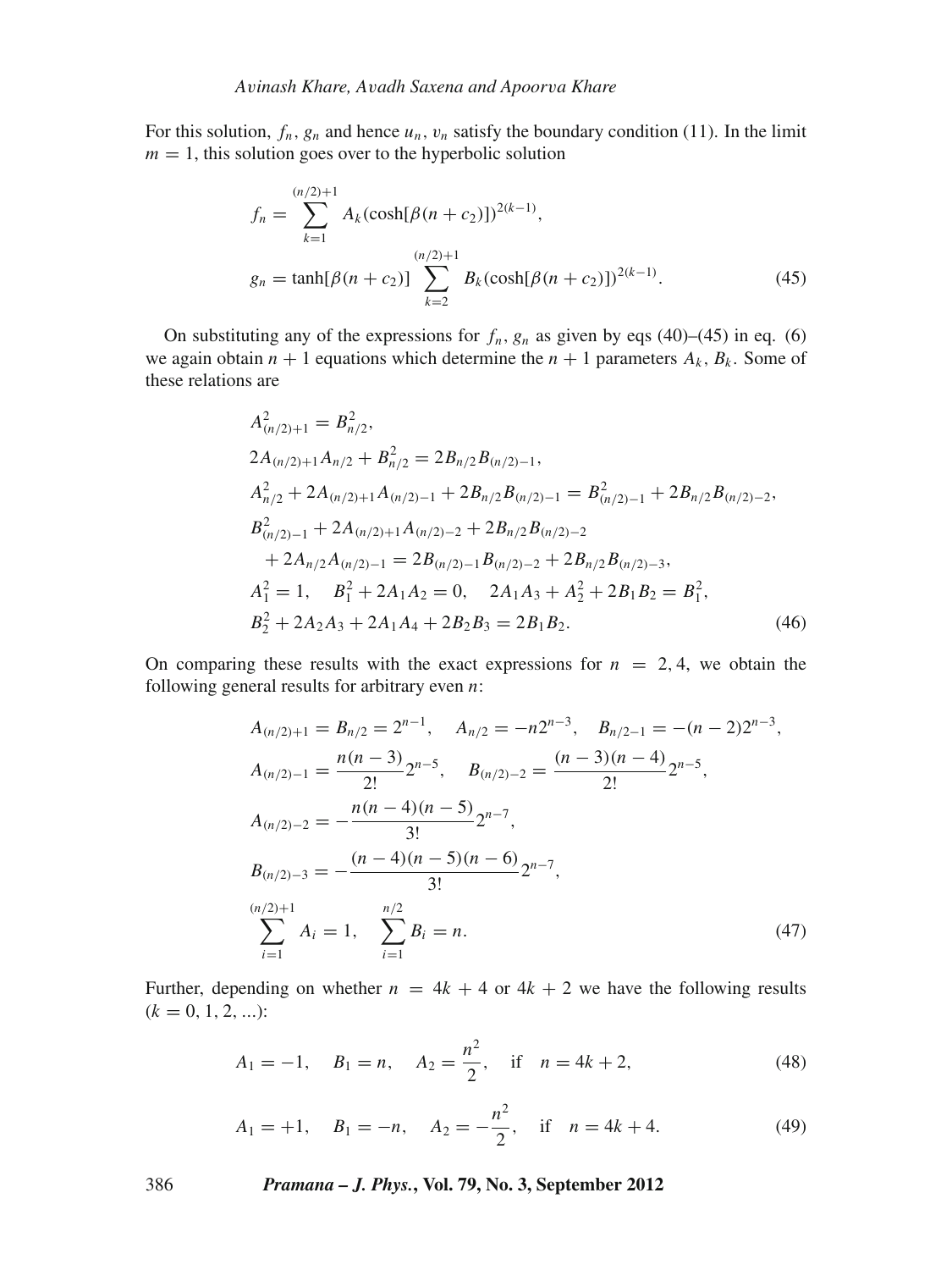For this solution, $f_n$, $g_n$ and hence $u_n$, $v_n$ satisfy the boundary condition (11). In the limit $m = 1$, this solution goes over to the hyperbolic solution

$$
\begin{aligned}
f_n &= \sum_{k=1}^{(n/2)+1} A_k (\cosh[\beta(n+c_2)])^{2(k-1)}, \\
g_n &= \tanh[\beta(n+c_2)] \sum_{k=2}^{(n/2)+1} B_k (\cosh[\beta(n+c_2)])^{2(k-1)}.
\end{aligned} \tag{45}
$$

On substituting any of the expressions for $f_n$, $g_n$ as given by eqs (40)–(45) in eq. (6) we again obtain $n+1$ equations which determine the $n+1$ parameters $A_k$, $B_k$. Some of these relations are

$$
\begin{aligned}
& A_{(n/2)+1}^2 = B_{n/2}^2, \\
& 2A_{(n/2)+1}A_{n/2} + B_{n/2}^2 = 2B_{n/2}B_{(n/2)-1}, \\
& A_{n/2}^2 + 2A_{(n/2)+1}A_{(n/2)-1} + 2B_{n/2}B_{(n/2)-1} = B_{(n/2)-1}^2 + 2B_{n/2}B_{(n/2)-2}, \\
& B_{(n/2)-1}^2 + 2A_{(n/2)+1}A_{(n/2)-2} + 2B_{n/2}B_{(n/2)-2} \\
& \quad + 2A_{n/2}A_{(n/2)-1} = 2B_{(n/2)-1}B_{(n/2)-2} + 2B_{n/2}B_{(n/2)-3}, \\
& A_1^2 = 1, \quad B_1^2 + 2A_1A_2 = 0, \quad 2A_1A_3 + A_2^2 + 2B_1B_2 = B_1^2, \\
& B_2^2 + 2A_2A_3 + 2A_1A_4 + 2B_2B_3 = 2B_1B_2.
\end{aligned} \tag{46}
$$

On comparing these results with the exact expressions for $n = 2, 4$, we obtain the following general results for arbitrary even $n$:

$$
\begin{aligned}
& A_{(n/2)+1} = B_{n/2} = 2^{n-1}, \quad A_{n/2} = -n2^{n-3}, \quad B_{n/2-1} = -(n-2)2^{n-3}, \\
& A_{(n/2)-1} = \frac{n(n-3)}{2!}2^{n-5}, \quad B_{(n/2)-2} = \frac{(n-3)(n-4)}{2!}2^{n-5}, \\
& A_{(n/2)-2} = -\frac{n(n-4)(n-5)}{3!}2^{n-7}, \\
& B_{(n/2)-3} = -\frac{(n-4)(n-5)(n-6)}{3!}2^{n-7}, \\
& \sum_{i=1}^{(n/2)+1} A_i = 1, \quad \sum_{i=1}^{n/2} B_i = n.
\end{aligned} \tag{47}
$$

Further, depending on whether $n = 4k+4$ or $4k+2$ we have the following results $(k = 0, 1, 2, ...)$:

$$
A_1 = -1, \quad B_1 = n, \quad A_2 = \frac{n^2}{2}, \quad \text{if} \quad n = 4k+2, \tag{48}
$$

$$
A_1 = +1, \quad B_1 = -n, \quad A_2 = -\frac{n^2}{2}, \quad \text{if} \quad n = 4k+4. \tag{49}
$$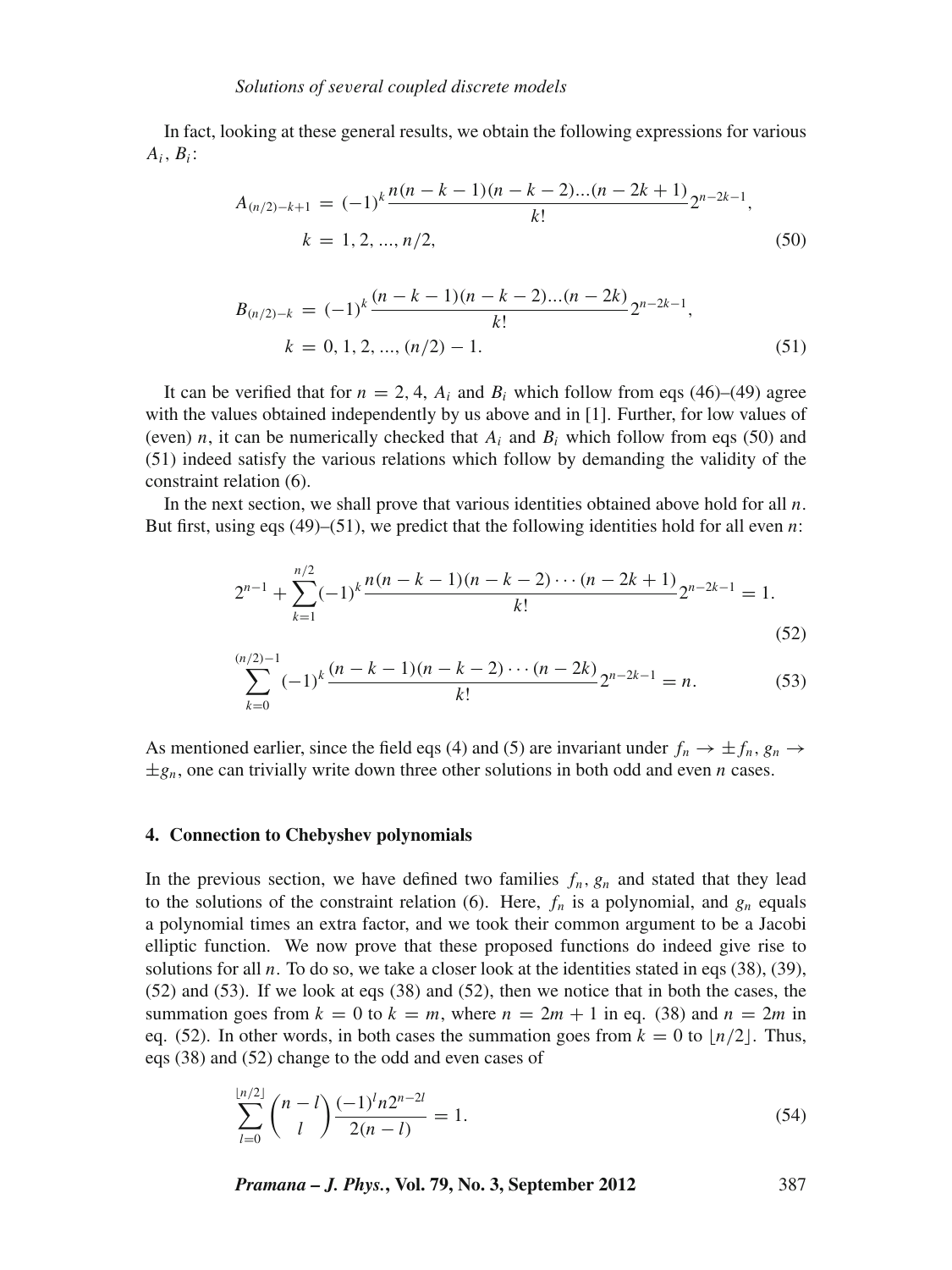In fact, looking at these general results, we obtain the following expressions for various $A_i$, $B_i$:

$$A_{(n/2)-k+1} = (-1)^k \frac{n(n-k-1)(n-k-2)...(n-2k+1)}{k!} 2^{n-2k-1},$$
$$k = 1, 2, ..., n/2, \tag{50}$$

$$B_{(n/2)-k} = (-1)^k \frac{(n-k-1)(n-k-2)...(n-2k)}{k!} 2^{n-2k-1},$$
$$k = 0, 1, 2, ..., (n/2)-1. \tag{51}$$

It can be verified that for $n = 2, 4$, $A_i$ and $B_i$ which follow from eqs (46)–(49) agree with the values obtained independently by us above and in [1]. Further, for low values of (even) $n$, it can be numerically checked that $A_i$ and $B_i$ which follow from eqs (50) and (51) indeed satisfy the various relations which follow by demanding the validity of the constraint relation (6).

In the next section, we shall prove that various identities obtained above hold for all $n$. But first, using eqs (49)–(51), we predict that the following identities hold for all even $n$:

$$2^{n-1} + \sum_{k=1}^{n/2} (-1)^k \frac{n(n-k-1)(n-k-2)\cdots(n-2k+1)}{k!} 2^{n-2k-1} = 1. \tag{52}$$

$$\sum_{k=0}^{(n/2)-1} (-1)^k \frac{(n-k-1)(n-k-2)\cdots(n-2k)}{k!} 2^{n-2k-1} = n. \tag{53}$$

As mentioned earlier, since the field eqs (4) and (5) are invariant under $f_n \to \pm f_n$, $g_n \to \pm g_n$, one can trivially write down three other solutions in both odd and even $n$ cases.

## 4. Connection to Chebyshev polynomials

In the previous section, we have defined two families $f_n$, $g_n$ and stated that they lead to the solutions of the constraint relation (6). Here, $f_n$ is a polynomial, and $g_n$ equals a polynomial times an extra factor, and we took their common argument to be a Jacobi elliptic function. We now prove that these proposed functions do indeed give rise to solutions for all $n$. To do so, we take a closer look at the identities stated in eqs (38), (39), (52) and (53). If we look at eqs (38) and (52), then we notice that in both the cases, the summation goes from $k = 0$ to $k = m$, where $n = 2m+1$ in eq. (38) and $n = 2m$ in eq. (52). In other words, in both cases the summation goes from $k = 0$ to $\lfloor n/2 \rfloor$. Thus, eqs (38) and (52) change to the odd and even cases of

$$\sum_{l=0}^{\lfloor n/2 \rfloor} \binom{n-l}{l} \frac{(-1)^l n 2^{n-2l}}{2(n-l)} = 1. \tag{54}$$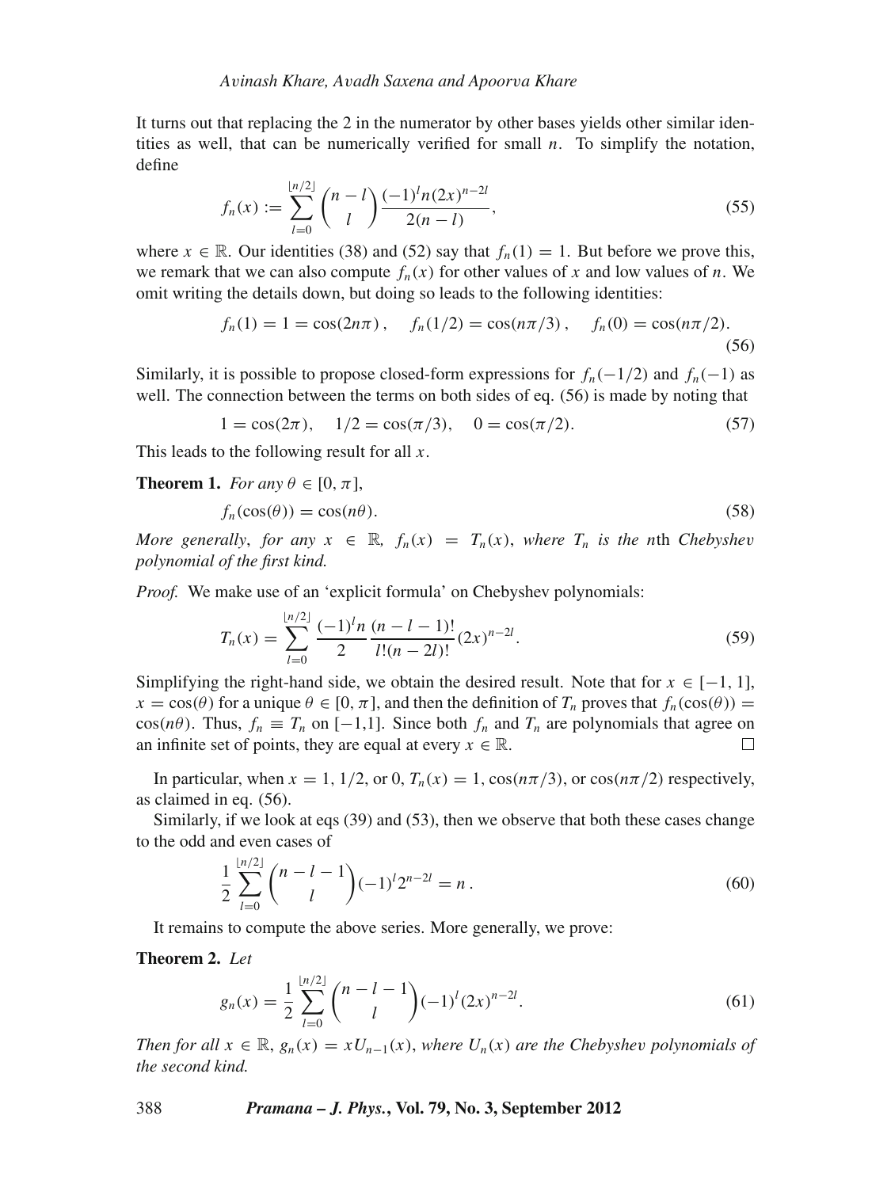It turns out that replacing the 2 in the numerator by other bases yields other similar identities as well, that can be numerically verified for small $n$. To simplify the notation, define

$$f_n(x) := \sum_{l=0}^{\lfloor n/2 \rfloor} \binom{n-l}{l} \frac{(-1)^l n (2x)^{n-2l}}{2(n-l)}, \tag{55}$$

where $x \in \mathbb{R}$. Our identities (38) and (52) say that $f_n(1) = 1$. But before we prove this, we remark that we can also compute $f_n(x)$ for other values of $x$ and low values of $n$. We omit writing the details down, but doing so leads to the following identities:

$$f_n(1) = 1 = \cos(2n\pi), \quad f_n(1/2) = \cos(n\pi/3), \quad f_n(0) = \cos(n\pi/2). \tag{56}$$

Similarly, it is possible to propose closed-form expressions for $f_n(-1/2)$ and $f_n(-1)$ as well. The connection between the terms on both sides of eq. (56) is made by noting that

$$1 = \cos(2\pi), \quad 1/2 = \cos(\pi/3), \quad 0 = \cos(\pi/2). \tag{57}$$

This leads to the following result for all $x$.

**Theorem 1.** *For any $\theta \in [0, \pi]$,*

$$f_n(\cos(\theta)) = \cos(n\theta). \tag{58}$$

*More generally, for any $x \in \mathbb{R}$, $f_n(x) = T_n(x)$, where $T_n$ is the $n$th Chebyshev polynomial of the first kind.*

*Proof.* We make use of an 'explicit formula' on Chebyshev polynomials:

$$T_n(x) = \sum_{l=0}^{\lfloor n/2 \rfloor} \frac{(-1)^l n}{2} \frac{(n-l-1)!}{l!(n-2l)!} (2x)^{n-2l}. \tag{59}$$

Simplifying the right-hand side, we obtain the desired result. Note that for $x \in [-1, 1]$, $x = \cos(\theta)$ for a unique $\theta \in [0, \pi]$, and then the definition of $T_n$ proves that $f_n(\cos(\theta)) = \cos(n\theta)$. Thus, $f_n \equiv T_n$ on $[-1,1]$. Since both $f_n$ and $T_n$ are polynomials that agree on an infinite set of points, they are equal at every $x \in \mathbb{R}$. □

In particular, when $x = 1$, $1/2$, or $0$, $T_n(x) = 1$, $\cos(n\pi/3)$, or $\cos(n\pi/2)$ respectively, as claimed in eq. (56).

Similarly, if we look at eqs (39) and (53), then we observe that both these cases change to the odd and even cases of

$$\frac{1}{2} \sum_{l=0}^{\lfloor n/2 \rfloor} \binom{n-l-1}{l} (-1)^l 2^{n-2l} = n. \tag{60}$$

It remains to compute the above series. More generally, we prove:

**Theorem 2.** *Let*

$$g_n(x) = \frac{1}{2} \sum_{l=0}^{\lfloor n/2 \rfloor} \binom{n-l-1}{l} (-1)^l (2x)^{n-2l}. \tag{61}$$

*Then for all $x \in \mathbb{R}$, $g_n(x) = xU_{n-1}(x)$, where $U_n(x)$ are the Chebyshev polynomials of the second kind.*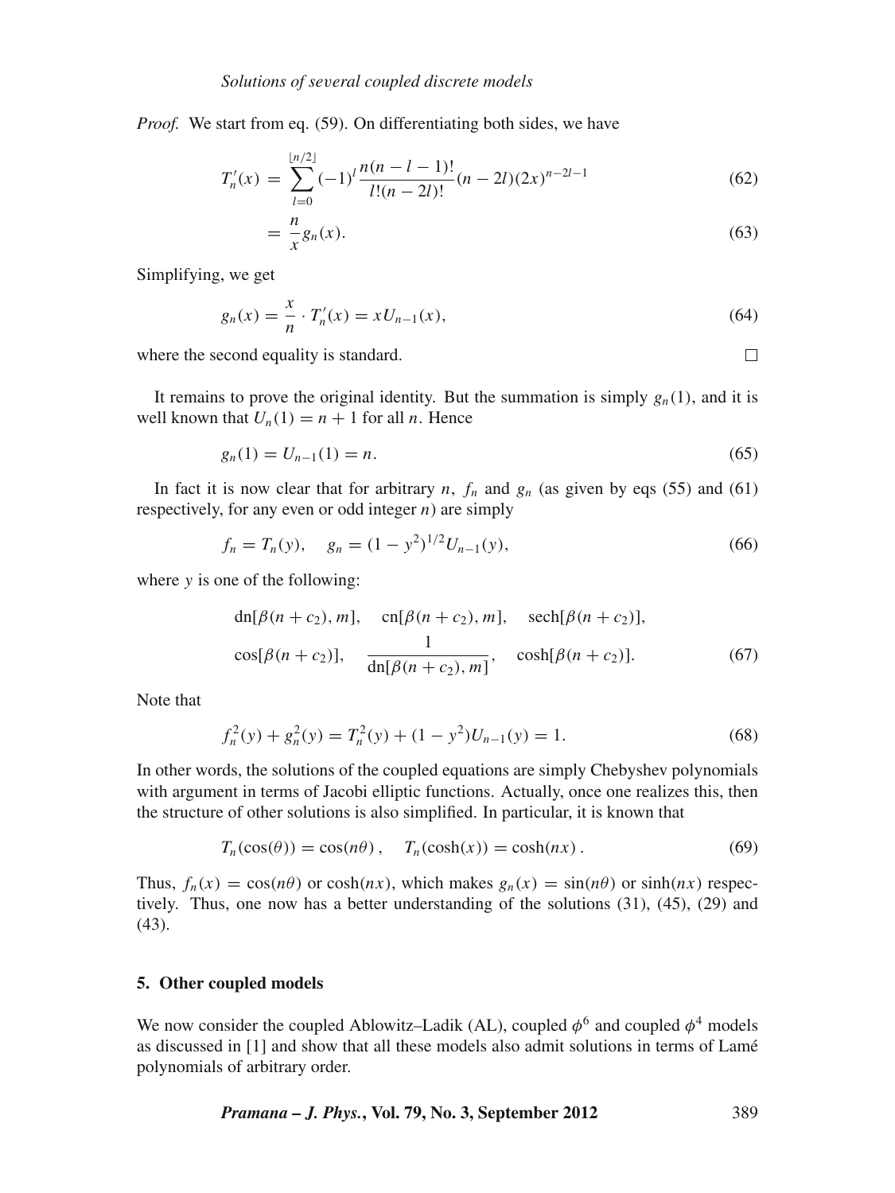*Proof.* We start from eq. (59). On differentiating both sides, we have

$$T_n'(x) = \sum_{l=0}^{\lfloor n/2 \rfloor} (-1)^l \frac{n(n-l-1)!}{l!(n-2l)!}(n-2l)(2x)^{n-2l-1} \tag{62}$$

$$= \frac{n}{x} g_n(x). \tag{63}$$

Simplifying, we get

$$g_n(x) = \frac{x}{n} \cdot T_n'(x) = xU_{n-1}(x), \tag{64}$$

where the second equality is standard. □

It remains to prove the original identity. But the summation is simply $g_n(1)$, and it is well known that $U_n(1) = n + 1$ for all $n$. Hence

$$g_n(1) = U_{n-1}(1) = n. \tag{65}$$

In fact it is now clear that for arbitrary $n$, $f_n$ and $g_n$ (as given by eqs (55) and (61) respectively, for any even or odd integer $n$) are simply

$$f_n = T_n(y), \quad g_n = (1-y^2)^{1/2} U_{n-1}(y), \tag{66}$$

where $y$ is one of the following:

$$\text{dn}[\beta(n+c_2), m], \quad \text{cn}[\beta(n+c_2), m], \quad \text{sech}[\beta(n+c_2)],$$
$$\cos[\beta(n+c_2)], \quad \frac{1}{\text{dn}[\beta(n+c_2), m]}, \quad \cosh[\beta(n+c_2)]. \tag{67}$$

Note that

$$f_n^2(y) + g_n^2(y) = T_n^2(y) + (1-y^2)U_{n-1}(y) = 1. \tag{68}$$

In other words, the solutions of the coupled equations are simply Chebyshev polynomials with argument in terms of Jacobi elliptic functions. Actually, once one realizes this, then the structure of other solutions is also simplified. In particular, it is known that

$$T_n(\cos(\theta)) = \cos(n\theta), \quad T_n(\cosh(x)) = \cosh(nx). \tag{69}$$

Thus, $f_n(x) = \cos(n\theta)$ or $\cosh(nx)$, which makes $g_n(x) = \sin(n\theta)$ or $\sinh(nx)$ respectively. Thus, one now has a better understanding of the solutions (31), (45), (29) and (43).

## 5. Other coupled models

We now consider the coupled Ablowitz–Ladik (AL), coupled $\phi^6$ and coupled $\phi^4$ models as discussed in [1] and show that all these models also admit solutions in terms of Lamé polynomials of arbitrary order.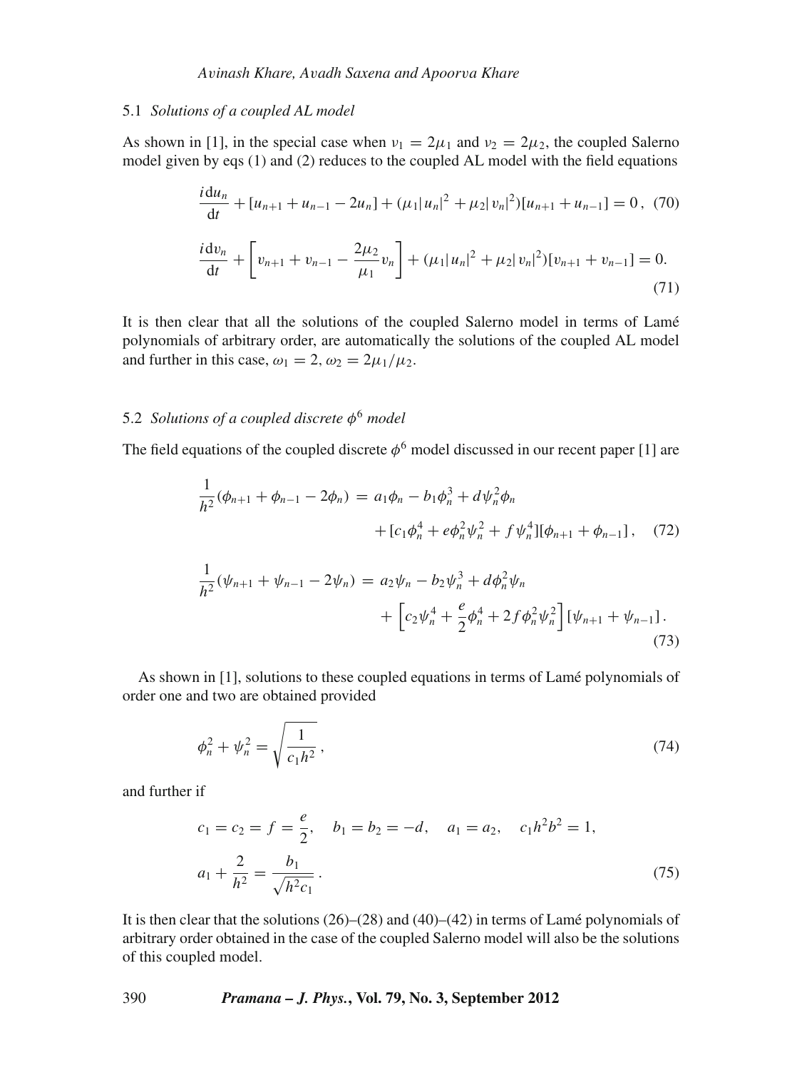### 5.1 *Solutions of a coupled AL model*

As shown in [1], in the special case when $\nu_1 = 2\mu_1$ and $\nu_2 = 2\mu_2$, the coupled Salerno model given by eqs (1) and (2) reduces to the coupled AL model with the field equations

$$
\frac{i\,\mathrm{d}u_n}{\mathrm{d}t} + [u_{n+1} + u_{n-1} - 2u_n] + (\mu_1 |u_n|^2 + \mu_2 |v_n|^2)[u_{n+1} + u_{n-1}] = 0\,, \quad (70)
$$

$$
\frac{i\,\mathrm{d}v_n}{\mathrm{d}t} + \left[v_{n+1} + v_{n-1} - \frac{2\mu_2}{\mu_1} v_n\right] + (\mu_1 |u_n|^2 + \mu_2 |v_n|^2)[v_{n+1} + v_{n-1}] = 0. \quad (71)
$$

It is then clear that all the solutions of the coupled Salerno model in terms of Lamé polynomials of arbitrary order, are automatically the solutions of the coupled AL model and further in this case, $\omega_1 = 2$, $\omega_2 = 2\mu_1/\mu_2$.

### 5.2 *Solutions of a coupled discrete $\phi^6$ model*

The field equations of the coupled discrete $\phi^6$ model discussed in our recent paper [1] are

$$
\frac{1}{h^2}(\phi_{n+1} + \phi_{n-1} - 2\phi_n) = a_1\phi_n - b_1\phi_n^3 + d\psi_n^2\phi_n + [c_1\phi_n^4 + e\phi_n^2\psi_n^2 + f\psi_n^4][\phi_{n+1} + \phi_{n-1}]\,, \quad (72)
$$

$$
\frac{1}{h^2}(\psi_{n+1} + \psi_{n-1} - 2\psi_n) = a_2\psi_n - b_2\psi_n^3 + d\phi_n^2\psi_n + \left[c_2\psi_n^4 + \frac{e}{2}\phi_n^4 + 2f\phi_n^2\psi_n^2\right][\psi_{n+1} + \psi_{n-1}]\,. \quad (73)
$$

As shown in [1], solutions to these coupled equations in terms of Lamé polynomials of order one and two are obtained provided

$$
\phi_n^2 + \psi_n^2 = \sqrt{\frac{1}{c_1 h^2}}\,, \quad (74)
$$

and further if

$$
c_1 = c_2 = f = \frac{e}{2}, \quad b_1 = b_2 = -d, \quad a_1 = a_2, \quad c_1 h^2 b^2 = 1,
$$
$$
a_1 + \frac{2}{h^2} = \frac{b_1}{\sqrt{h^2 c_1}}\,. \quad (75)
$$

It is then clear that the solutions (26)–(28) and (40)–(42) in terms of Lamé polynomials of arbitrary order obtained in the case of the coupled Salerno model will also be the solutions of this coupled model.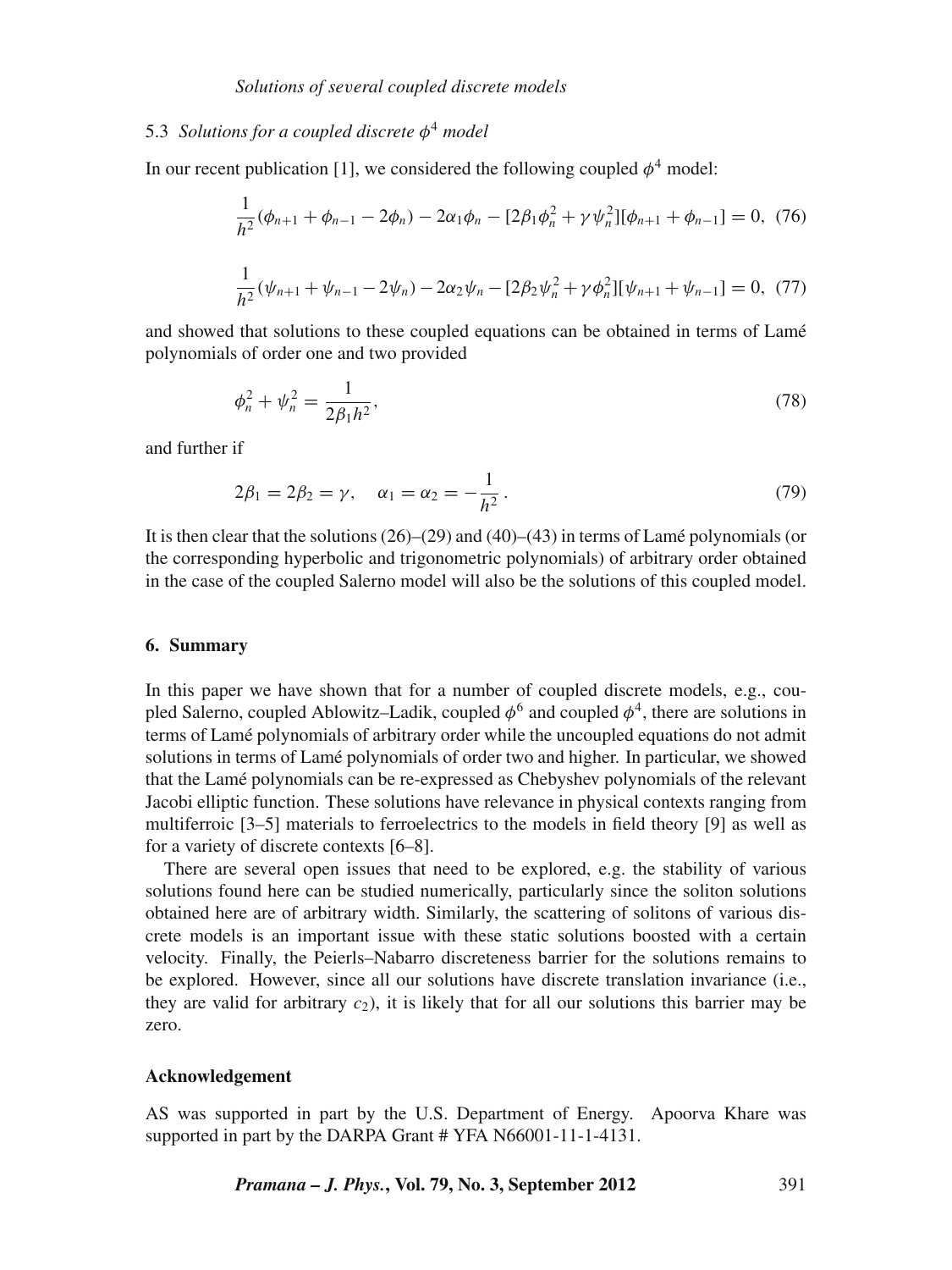### 5.3 *Solutions for a coupled discrete $\phi^4$ model*

In our recent publication [1], we considered the following coupled $\phi^4$ model:

$$\frac{1}{h^2}(\phi_{n+1}+\phi_{n-1}-2\phi_n)-2\alpha_1\phi_n-[2\beta_1\phi_n^2+\gamma\psi_n^2][\phi_{n+1}+\phi_{n-1}]=0, \quad (76)$$

$$\frac{1}{h^2}(\psi_{n+1}+\psi_{n-1}-2\psi_n)-2\alpha_2\psi_n-[2\beta_2\psi_n^2+\gamma\phi_n^2][\psi_{n+1}+\psi_{n-1}]=0, \quad (77)$$

and showed that solutions to these coupled equations can be obtained in terms of Lamé polynomials of order one and two provided

$$\phi_n^2+\psi_n^2=\frac{1}{2\beta_1 h^2}, \quad (78)$$

and further if

$$2\beta_1=2\beta_2=\gamma, \quad \alpha_1=\alpha_2=-\frac{1}{h^2}\,. \quad (79)$$

It is then clear that the solutions (26)–(29) and (40)–(43) in terms of Lamé polynomials (or the corresponding hyperbolic and trigonometric polynomials) of arbitrary order obtained in the case of the coupled Salerno model will also be the solutions of this coupled model.

## 6. Summary

In this paper we have shown that for a number of coupled discrete models, e.g., coupled Salerno, coupled Ablowitz–Ladik, coupled $\phi^6$ and coupled $\phi^4$, there are solutions in terms of Lamé polynomials of arbitrary order while the uncoupled equations do not admit solutions in terms of Lamé polynomials of order two and higher. In particular, we showed that the Lamé polynomials can be re-expressed as Chebyshev polynomials of the relevant Jacobi elliptic function. These solutions have relevance in physical contexts ranging from multiferroic [3–5] materials to ferroelectrics to the models in field theory [9] as well as for a variety of discrete contexts [6–8].

There are several open issues that need to be explored, e.g. the stability of various solutions found here can be studied numerically, particularly since the soliton solutions obtained here are of arbitrary width. Similarly, the scattering of solitons of various discrete models is an important issue with these static solutions boosted with a certain velocity. Finally, the Peierls–Nabarro discreteness barrier for the solutions remains to be explored. However, since all our solutions have discrete translation invariance (i.e., they are valid for arbitrary $c_2$), it is likely that for all our solutions this barrier may be zero.

### Acknowledgement

AS was supported in part by the U.S. Department of Energy. Apoorva Khare was supported in part by the DARPA Grant # YFA N66001-11-1-4131.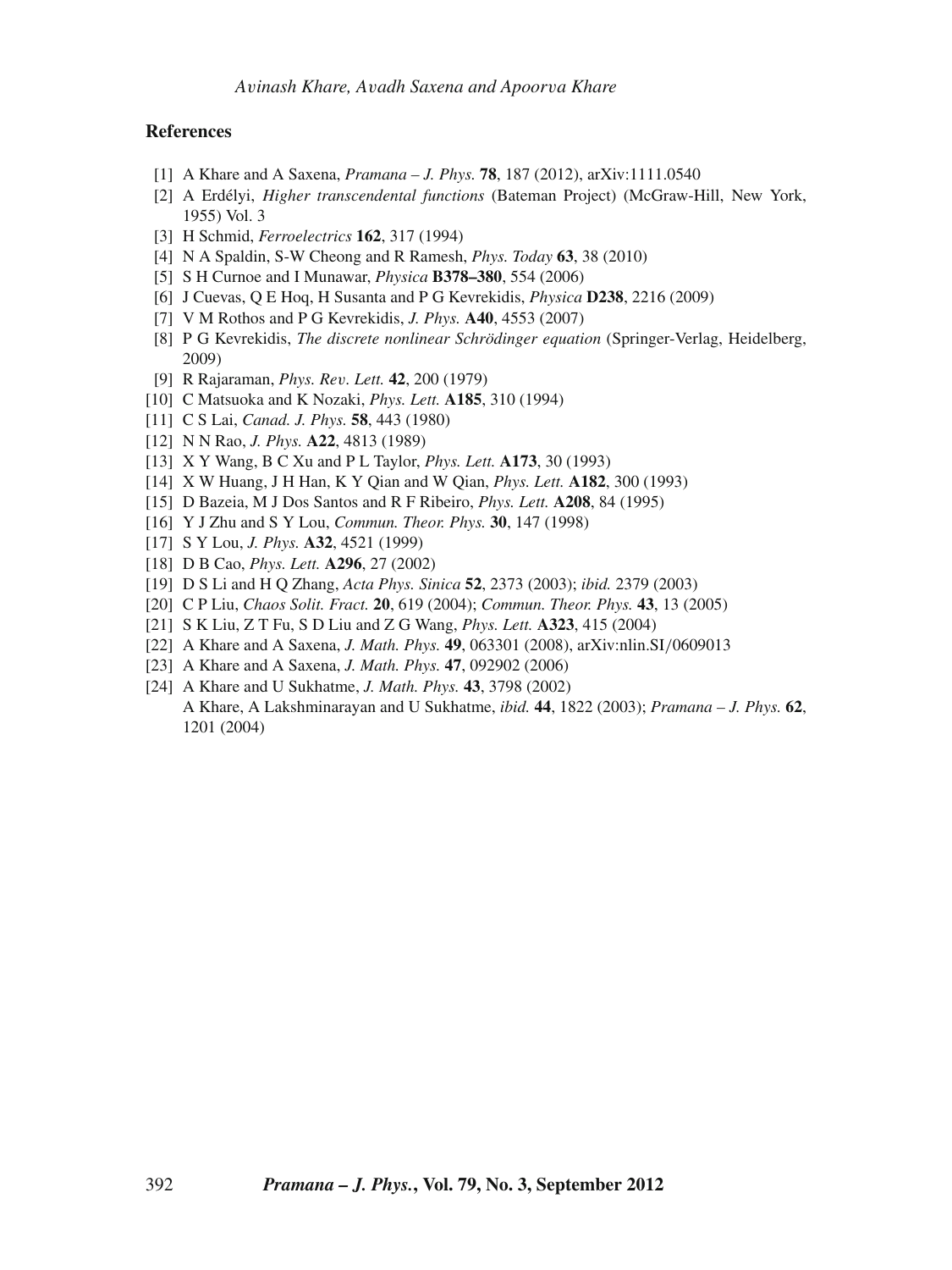## References

[1] A Khare and A Saxena, *Pramana – J. Phys.* **78**, 187 (2012), arXiv:1111.0540

[2] A Erdélyi, *Higher transcendental functions* (Bateman Project) (McGraw-Hill, New York, 1955) Vol. 3

[3] H Schmid, *Ferroelectrics* **162**, 317 (1994)

[4] N A Spaldin, S-W Cheong and R Ramesh, *Phys. Today* **63**, 38 (2010)

[5] S H Curnoe and I Munawar, *Physica* **B378–380**, 554 (2006)

[6] J Cuevas, Q E Hoq, H Susanta and P G Kevrekidis, *Physica* **D238**, 2216 (2009)

[7] V M Rothos and P G Kevrekidis, *J. Phys.* **A40**, 4553 (2007)

[8] P G Kevrekidis, *The discrete nonlinear Schrödinger equation* (Springer-Verlag, Heidelberg, 2009)

[9] R Rajaraman, *Phys. Rev. Lett.* **42**, 200 (1979)

[10] C Matsuoka and K Nozaki, *Phys. Lett.* **A185**, 310 (1994)

[11] C S Lai, *Canad. J. Phys.* **58**, 443 (1980)

[12] N N Rao, *J. Phys.* **A22**, 4813 (1989)

[13] X Y Wang, B C Xu and P L Taylor, *Phys. Lett.* **A173**, 30 (1993)

[14] X W Huang, J H Han, K Y Qian and W Qian, *Phys. Lett.* **A182**, 300 (1993)

[15] D Bazeia, M J Dos Santos and R F Ribeiro, *Phys. Lett.* **A208**, 84 (1995)

[16] Y J Zhu and S Y Lou, *Commun. Theor. Phys.* **30**, 147 (1998)

[17] S Y Lou, *J. Phys.* **A32**, 4521 (1999)

[18] D B Cao, *Phys. Lett.* **A296**, 27 (2002)

[19] D S Li and H Q Zhang, *Acta Phys. Sinica* **52**, 2373 (2003); *ibid.* 2379 (2003)

[20] C P Liu, *Chaos Solit. Fract.* **20**, 619 (2004); *Commun. Theor. Phys.* **43**, 13 (2005)

[21] S K Liu, Z T Fu, S D Liu and Z G Wang, *Phys. Lett.* **A323**, 415 (2004)

[22] A Khare and A Saxena, *J. Math. Phys.* **49**, 063301 (2008), arXiv:nlin.SI/0609013

[23] A Khare and A Saxena, *J. Math. Phys.* **47**, 092902 (2006)

[24] A Khare and U Sukhatme, *J. Math. Phys.* **43**, 3798 (2002)
A Khare, A Lakshminarayan and U Sukhatme, *ibid.* **44**, 1822 (2003); *Pramana – J. Phys.* **62**, 1201 (2004)